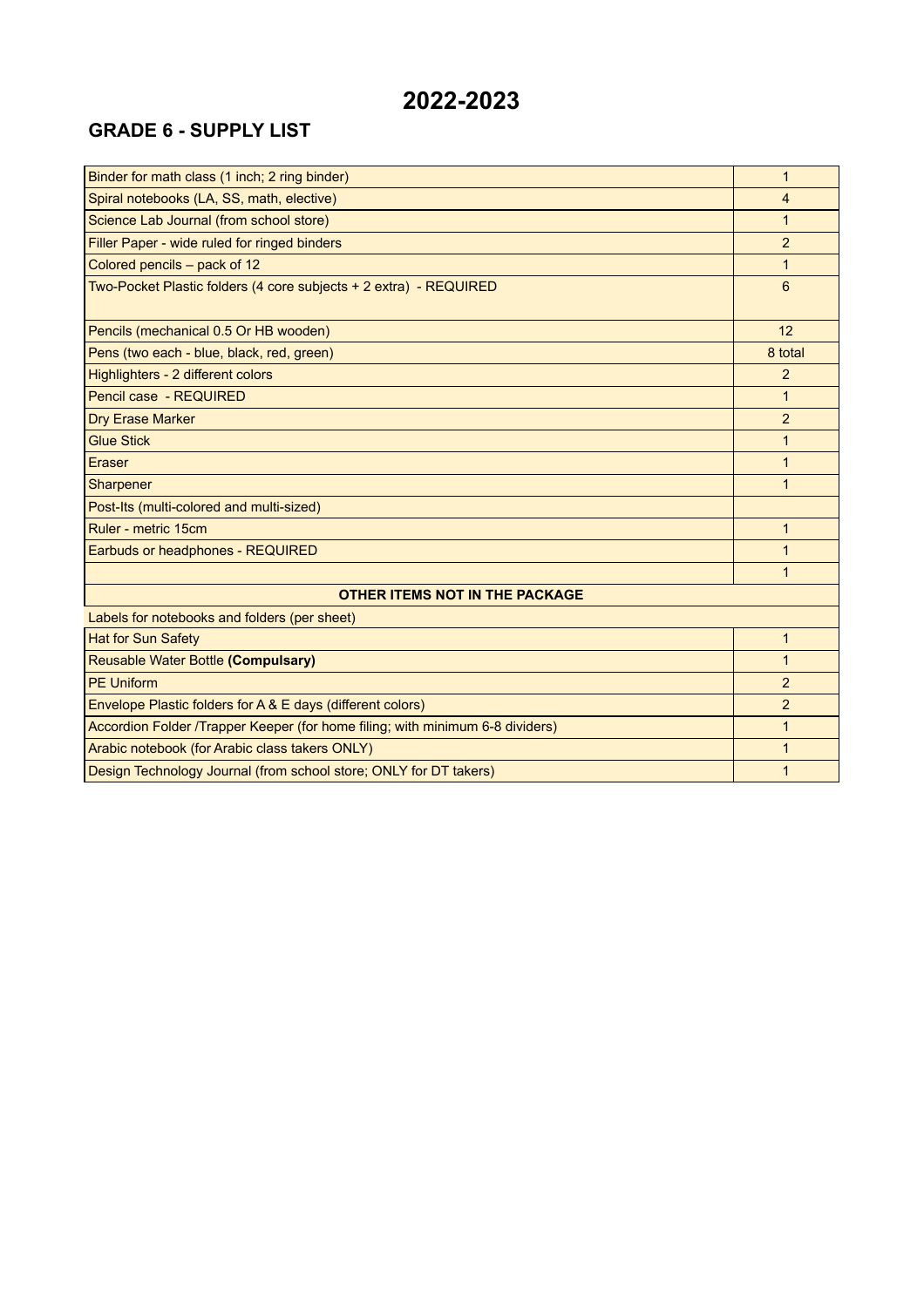# 2022-2023

## GRADE 6 - SUPPLY LIST

| Item | Quantity |
| --- | --- |
| Binder for math class (1 inch; 2 ring binder) | 1 |
| Spiral notebooks (LA, SS, math, elective) | 4 |
| Science Lab Journal (from school store) | 1 |
| Filler Paper - wide ruled for ringed binders | 2 |
| Colored pencils – pack of 12 | 1 |
| Two-Pocket Plastic folders (4 core subjects + 2 extra) - REQUIRED | 6 |
| Pencils (mechanical 0.5 Or HB wooden) | 12 |
| Pens (two each - blue, black, red, green) | 8 total |
| Highlighters - 2 different colors | 2 |
| Pencil case - REQUIRED | 1 |
| Dry Erase Marker | 2 |
| Glue Stick | 1 |
| Eraser | 1 |
| Sharpener | 1 |
| Post-Its (multi-colored and multi-sized) | |
| Ruler - metric 15cm | 1 |
| Earbuds or headphones - REQUIRED | 1 |
| | 1 |
| **OTHER ITEMS NOT IN THE PACKAGE** | |
| Labels for notebooks and folders (per sheet) | |
| Hat for Sun Safety | 1 |
| Reusable Water Bottle **(Compulsary)** | 1 |
| PE Uniform | 2 |
| Envelope Plastic folders for A & E days (different colors) | 2 |
| Accordion Folder /Trapper Keeper (for home filing; with minimum 6-8 dividers) | 1 |
| Arabic notebook (for Arabic class takers ONLY) | 1 |
| Design Technology Journal (from school store; ONLY for DT takers) | 1 |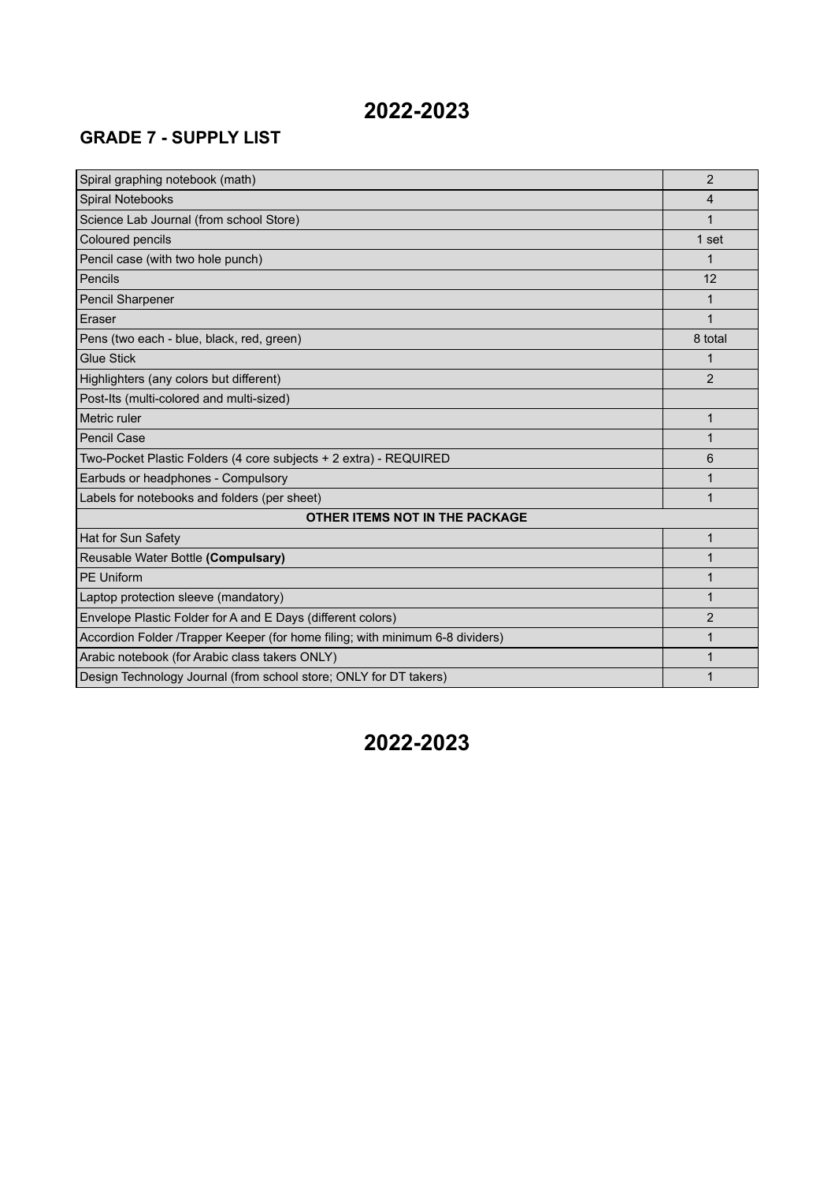# 2022-2023

## GRADE 7 - SUPPLY LIST

| Item | Quantity |
|---|---|
| Spiral graphing notebook (math) | 2 |
| Spiral Notebooks | 4 |
| Science Lab Journal (from school Store) | 1 |
| Coloured pencils | 1 set |
| Pencil case (with two hole punch) | 1 |
| Pencils | 12 |
| Pencil Sharpener | 1 |
| Eraser | 1 |
| Pens (two each - blue, black, red, green) | 8 total |
| Glue Stick | 1 |
| Highlighters (any colors but different) | 2 |
| Post-Its (multi-colored and multi-sized) | |
| Metric ruler | 1 |
| Pencil Case | 1 |
| Two-Pocket Plastic Folders (4 core subjects + 2 extra) - REQUIRED | 6 |
| Earbuds or headphones - Compulsory | 1 |
| Labels for notebooks and folders (per sheet) | 1 |
| **OTHER ITEMS NOT IN THE PACKAGE** | |
| Hat for Sun Safety | 1 |
| Reusable Water Bottle **(Compulsary)** | 1 |
| PE Uniform | 1 |
| Laptop protection sleeve (mandatory) | 1 |
| Envelope Plastic Folder for A and E Days (different colors) | 2 |
| Accordion Folder /Trapper Keeper (for home filing; with minimum 6-8 dividers) | 1 |
| Arabic notebook (for Arabic class takers ONLY) | 1 |
| Design Technology Journal (from school store; ONLY for DT takers) | 1 |

# 2022-2023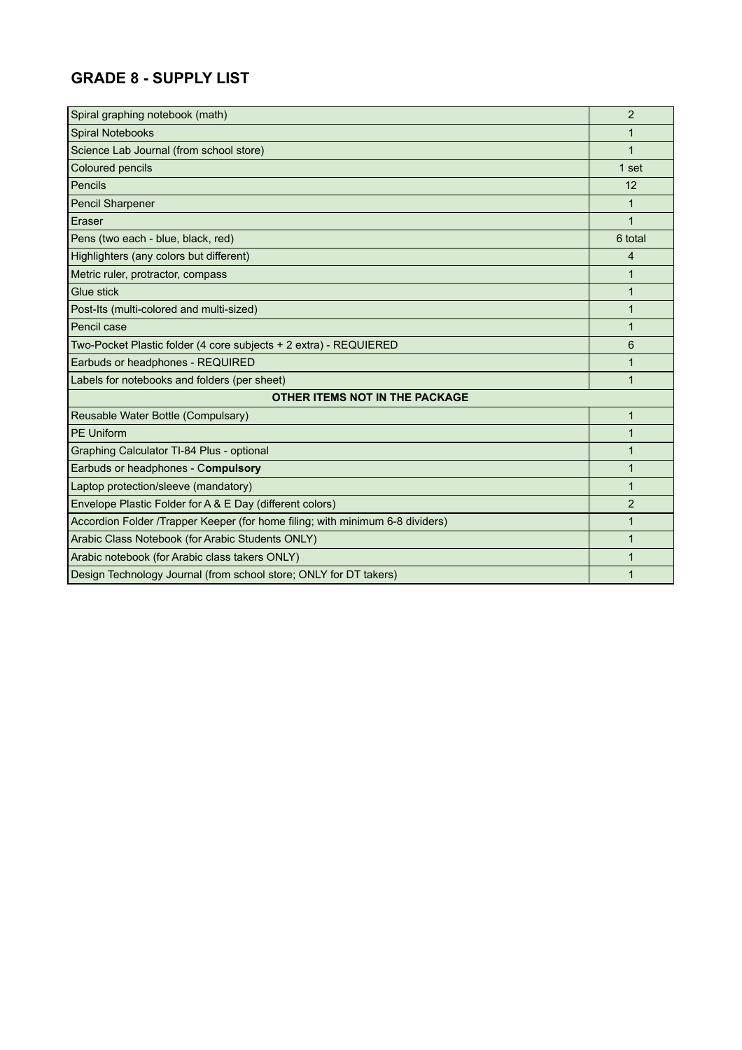## GRADE 8 - SUPPLY LIST

| | |
|---|---|
| Spiral graphing notebook (math) | 2 |
| Spiral Notebooks | 1 |
| Science Lab Journal (from school store) | 1 |
| Coloured pencils | 1 set |
| Pencils | 12 |
| Pencil Sharpener | 1 |
| Eraser | 1 |
| Pens (two each - blue, black, red) | 6 total |
| Highlighters (any colors but different) | 4 |
| Metric ruler, protractor, compass | 1 |
| Glue stick | 1 |
| Post-Its (multi-colored and multi-sized) | 1 |
| Pencil case | 1 |
| Two-Pocket Plastic folder (4 core subjects + 2 extra) - REQUIERED | 6 |
| Earbuds or headphones - REQUIRED | 1 |
| Labels for notebooks and folders (per sheet) | 1 |
| **OTHER ITEMS NOT IN THE PACKAGE** | |
| Reusable Water Bottle (Compulsary) | 1 |
| PE Uniform | 1 |
| Graphing Calculator TI-84 Plus - optional | 1 |
| Earbuds or headphones - C**ompulsory** | 1 |
| Laptop protection/sleeve (mandatory) | 1 |
| Envelope Plastic Folder for A & E Day (different colors) | 2 |
| Accordion Folder /Trapper Keeper (for home filing; with minimum 6-8 dividers) | 1 |
| Arabic Class Notebook (for Arabic Students ONLY) | 1 |
| Arabic notebook (for Arabic class takers ONLY) | 1 |
| Design Technology Journal (from school store; ONLY for DT takers) | 1 |